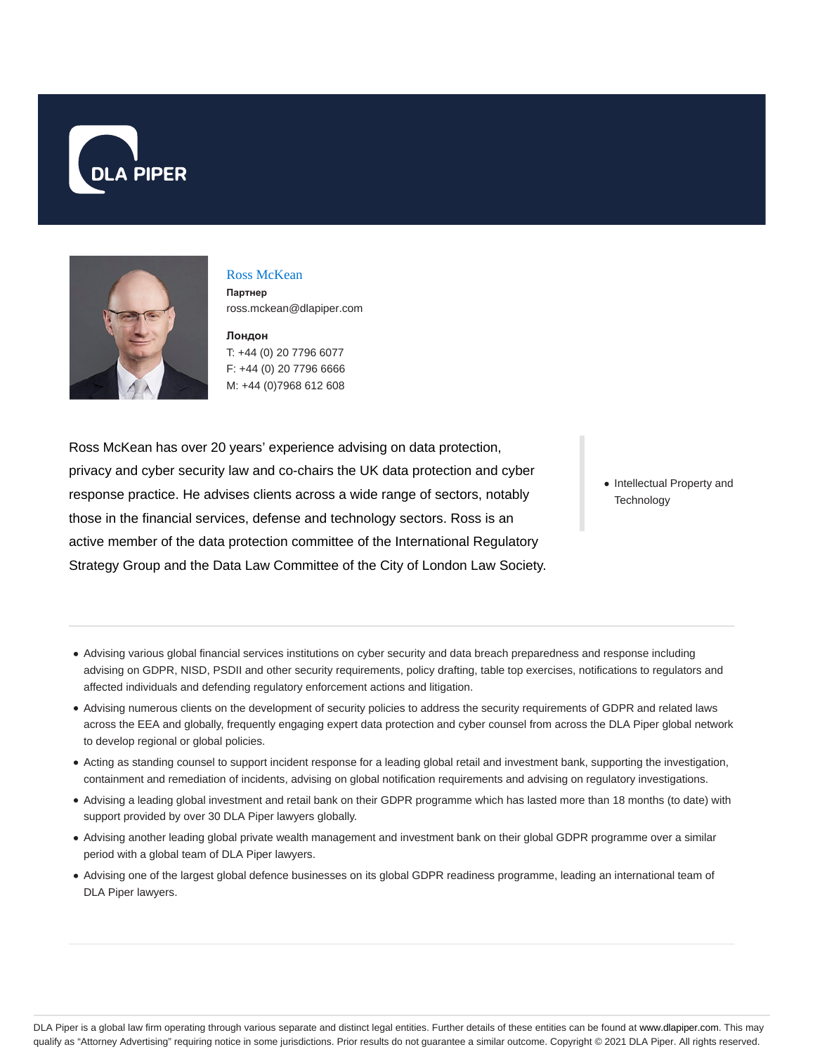# Ross McKean

**Партнер**

ross.mckean@dlapiper.com

**Лондон**

T: +44 (0) 20 7796 6077

F: +44 (0) 20 7796 6666

M: +44 (0)7968 612 608

Ross McKean has over 20 years' experience advising on data protection, privacy and cyber security law and co-chairs the UK data protection and cyber response practice. He advises clients across a wide range of sectors, notably those in the financial services, defense and technology sectors. Ross is an active member of the data protection committee of the International Regulatory Strategy Group and the Data Law Committee of the City of London Law Society.

- Intellectual Property and Technology

---

- Advising various global financial services institutions on cyber security and data breach preparedness and response including advising on GDPR, NISD, PSDII and other security requirements, policy drafting, table top exercises, notifications to regulators and affected individuals and defending regulatory enforcement actions and litigation.
- Advising numerous clients on the development of security policies to address the security requirements of GDPR and related laws across the EEA and globally, frequently engaging expert data protection and cyber counsel from across the DLA Piper global network to develop regional or global policies.
- Acting as standing counsel to support incident response for a leading global retail and investment bank, supporting the investigation, containment and remediation of incidents, advising on global notification requirements and advising on regulatory investigations.
- Advising a leading global investment and retail bank on their GDPR programme which has lasted more than 18 months (to date) with support provided by over 30 DLA Piper lawyers globally.
- Advising another leading global private wealth management and investment bank on their global GDPR programme over a similar period with a global team of DLA Piper lawyers.
- Advising one of the largest global defence businesses on its global GDPR readiness programme, leading an international team of DLA Piper lawyers.

---

DLA Piper is a global law firm operating through various separate and distinct legal entities. Further details of these entities can be found at www.dlapiper.com. This may qualify as "Attorney Advertising" requiring notice in some jurisdictions. Prior results do not guarantee a similar outcome. Copyright © 2021 DLA Piper. All rights reserved.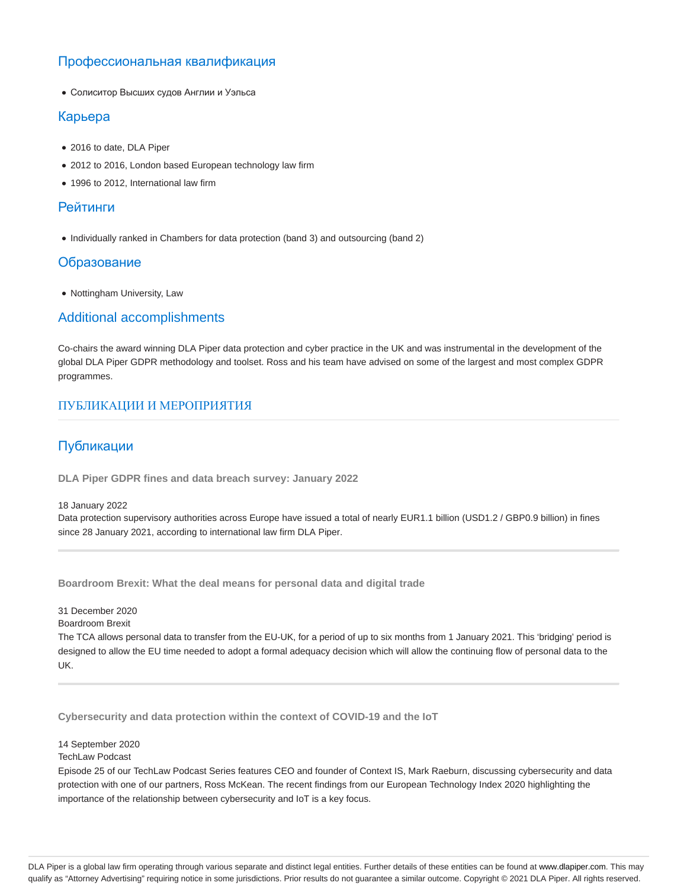## Профессиональная квалификация

- Солиситор Высших судов Англии и Уэльса

## Карьера

- 2016 to date, DLA Piper
- 2012 to 2016, London based European technology law firm
- 1996 to 2012, International law firm

## Рейтинги

- Individually ranked in Chambers for data protection (band 3) and outsourcing (band 2)

## Образование

- Nottingham University, Law

## Additional accomplishments

Co-chairs the award winning DLA Piper data protection and cyber practice in the UK and was instrumental in the development of the global DLA Piper GDPR methodology and toolset. Ross and his team have advised on some of the largest and most complex GDPR programmes.

## ПУБЛИКАЦИИ И МЕРОПРИЯТИЯ

## Публикации

### DLA Piper GDPR fines and data breach survey: January 2022

18 January 2022

Data protection supervisory authorities across Europe have issued a total of nearly EUR1.1 billion (USD1.2 / GBP0.9 billion) in fines since 28 January 2021, according to international law firm DLA Piper.

---

### Boardroom Brexit: What the deal means for personal data and digital trade

31 December 2020

Boardroom Brexit

The TCA allows personal data to transfer from the EU-UK, for a period of up to six months from 1 January 2021. This 'bridging' period is designed to allow the EU time needed to adopt a formal adequacy decision which will allow the continuing flow of personal data to the UK.

---

### Cybersecurity and data protection within the context of COVID-19 and the IoT

14 September 2020

TechLaw Podcast

Episode 25 of our TechLaw Podcast Series features CEO and founder of Context IS, Mark Raeburn, discussing cybersecurity and data protection with one of our partners, Ross McKean. The recent findings from our European Technology Index 2020 highlighting the importance of the relationship between cybersecurity and IoT is a key focus.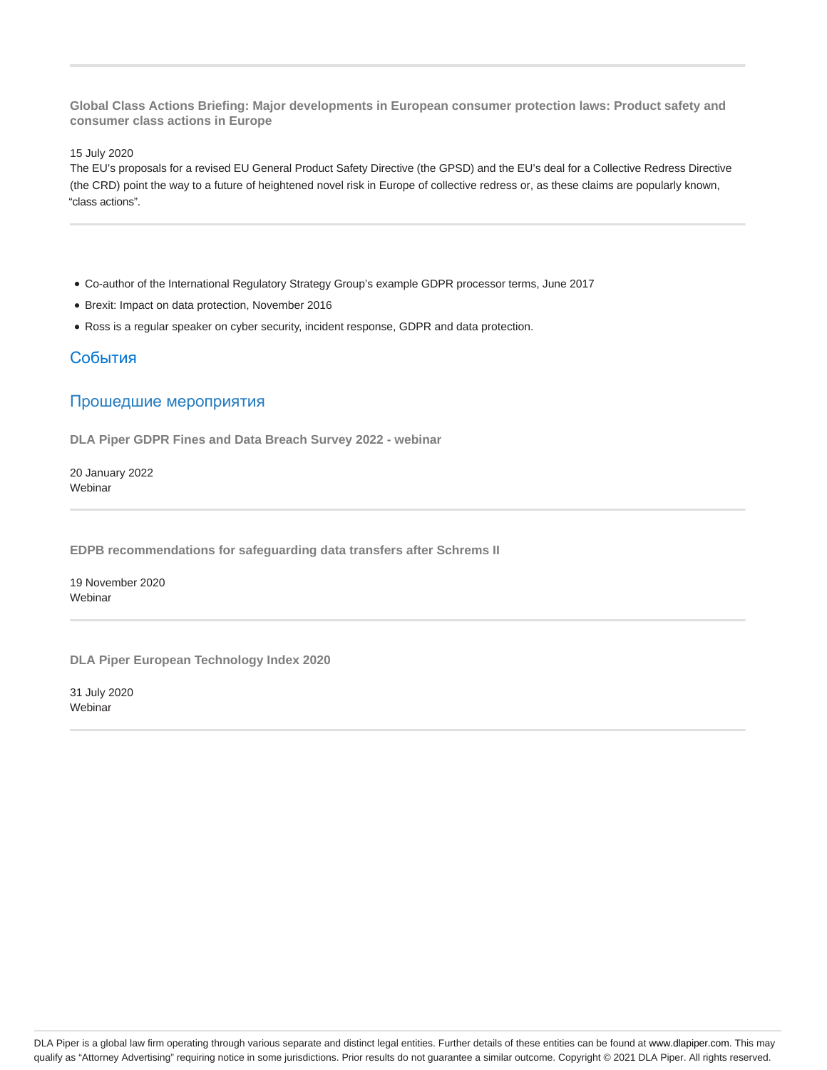**Global Class Actions Briefing: Major developments in European consumer protection laws: Product safety and consumer class actions in Europe**

15 July 2020

The EU's proposals for a revised EU General Product Safety Directive (the GPSD) and the EU's deal for a Collective Redress Directive (the CRD) point the way to a future of heightened novel risk in Europe of collective redress or, as these claims are popularly known, "class actions".

- Co-author of the International Regulatory Strategy Group's example GDPR processor terms, June 2017
- Brexit: Impact on data protection, November 2016
- Ross is a regular speaker on cyber security, incident response, GDPR and data protection.

## События

## Прошедшие мероприятия

**DLA Piper GDPR Fines and Data Breach Survey 2022 - webinar**

20 January 2022
Webinar

**EDPB recommendations for safeguarding data transfers after Schrems II**

19 November 2020
Webinar

**DLA Piper European Technology Index 2020**

31 July 2020
Webinar

DLA Piper is a global law firm operating through various separate and distinct legal entities. Further details of these entities can be found at www.dlapiper.com. This may qualify as "Attorney Advertising" requiring notice in some jurisdictions. Prior results do not guarantee a similar outcome. Copyright © 2021 DLA Piper. All rights reserved.